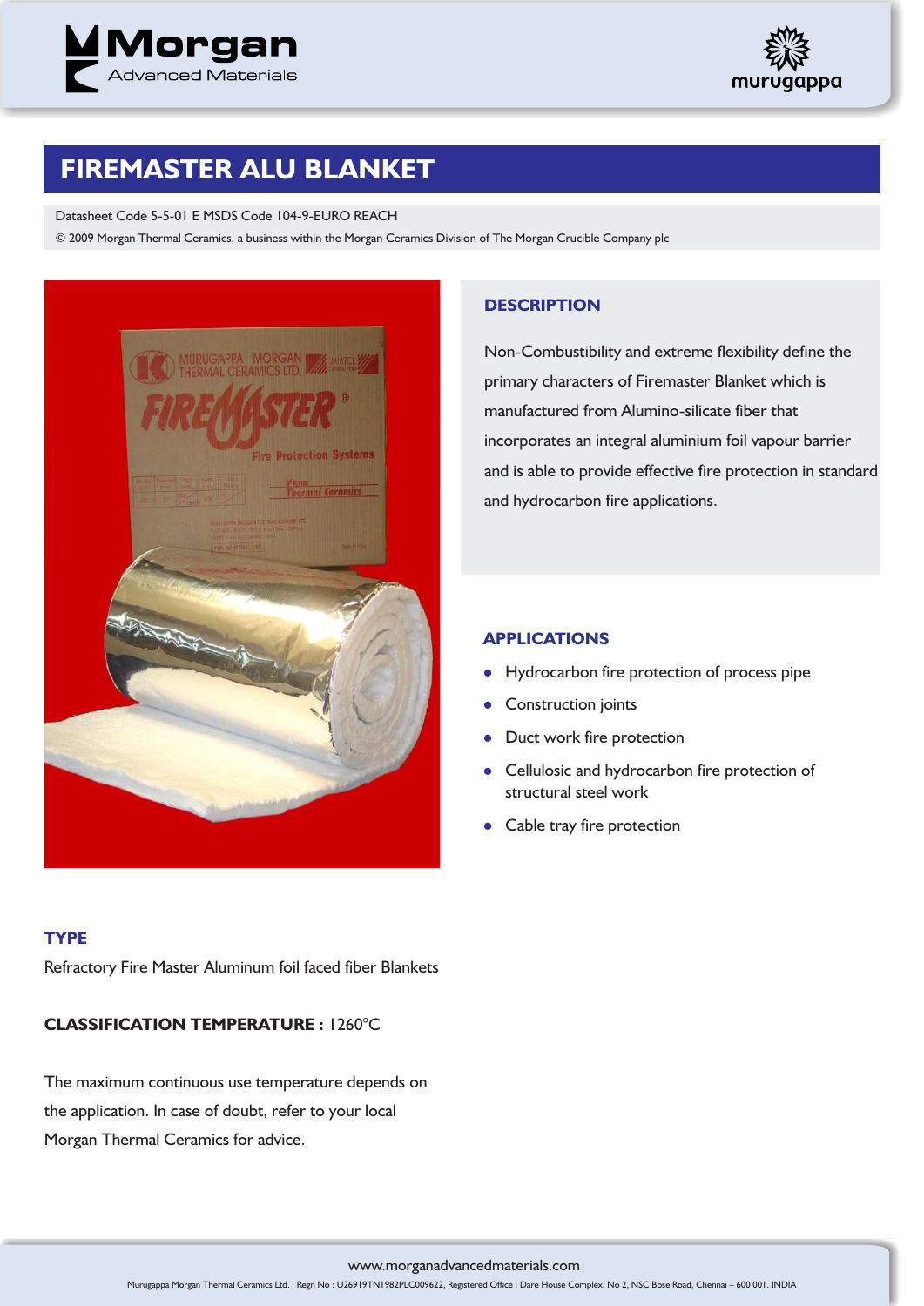# FIREMASTER ALU BLANKET

Datasheet Code 5-5-01 E MSDS Code 104-9-EURO REACH

© 2009 Morgan Thermal Ceramics, a business within the Morgan Ceramics Division of The Morgan Crucible Company plc

## DESCRIPTION

Non-Combustibility and extreme flexibility define the primary characters of Firemaster Blanket which is manufactured from Alumino-silicate fiber that incorporates an integral aluminium foil vapour barrier and is able to provide effective fire protection in standard and hydrocarbon fire applications.

## APPLICATIONS

- Hydrocarbon fire protection of process pipe
- Construction joints
- Duct work fire protection
- Cellulosic and hydrocarbon fire protection of structural steel work
- Cable tray fire protection

## TYPE

Refractory Fire Master Aluminum foil faced fiber Blankets

**CLASSIFICATION TEMPERATURE :** 1260°C

The maximum continuous use temperature depends on the application. In case of doubt, refer to your local Morgan Thermal Ceramics for advice.

www.morganadvancedmaterials.com

Murugappa Morgan Thermal Ceramics Ltd. Regn No : U26919TN1982PLC009622, Registered Office : Dare House Complex, No 2, NSC Bose Road, Chennai – 600 001. INDIA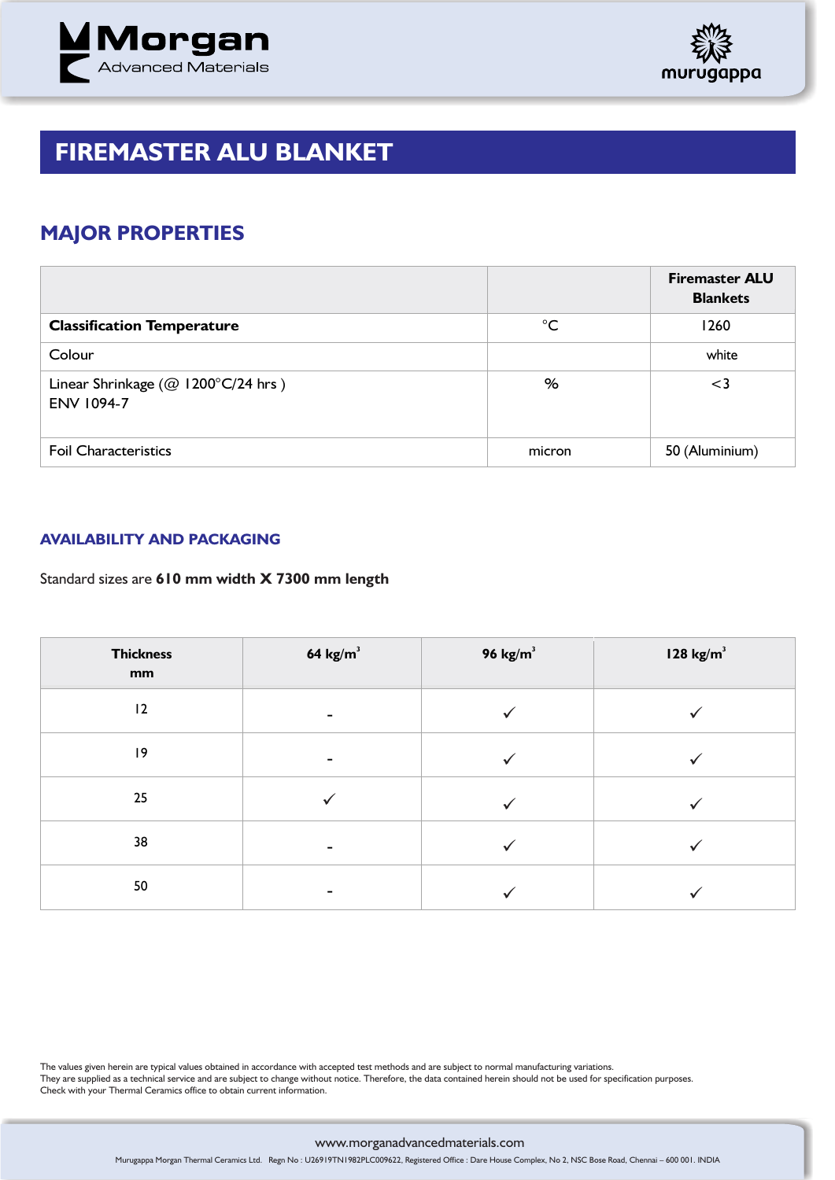# FIREMASTER ALU BLANKET

## MAJOR PROPERTIES

| | | Firemaster ALU Blankets |
|---|---|---|
| **Classification Temperature** | °C | 1260 |
| Colour | | white |
| Linear Shrinkage (@ 1200°C/24 hrs ) ENV 1094-7 | % | <3 |
| Foil Characteristics | micron | 50 (Aluminium) |

### AVAILABILITY AND PACKAGING

Standard sizes are **610 mm width X 7300 mm length**

| Thickness mm | 64 kg/m$^3$ | 96 kg/m$^3$ | 128 kg/m$^3$ |
|---|---|---|---|
| 12 | - | ✓ | ✓ |
| 19 | - | ✓ | ✓ |
| 25 | ✓ | ✓ | ✓ |
| 38 | - | ✓ | ✓ |
| 50 | - | ✓ | ✓ |

The values given herein are typical values obtained in accordance with accepted test methods and are subject to normal manufacturing variations.
They are supplied as a technical service and are subject to change without notice. Therefore, the data contained herein should not be used for specification purposes.
Check with your Thermal Ceramics office to obtain current information.

www.morganadvancedmaterials.com

Murugappa Morgan Thermal Ceramics Ltd. Regn No : U26919TN1982PLC009622, Registered Office : Dare House Complex, No 2, NSC Bose Road, Chennai – 600 001. INDIA